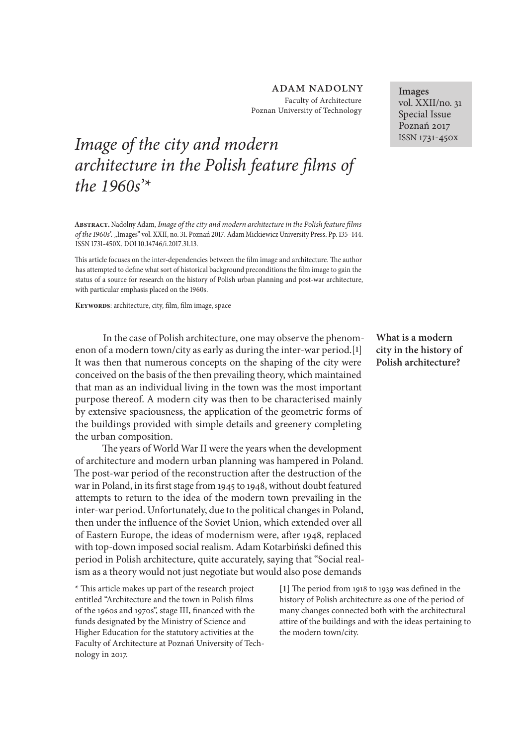ADAM NADOLNY
Faculty of Architecture
Poznan University of Technology

**Images**
vol. XXII/no. 31
Special Issue
Poznań 2017
ISSN 1731-450x

# *Image of the city and modern architecture in the Polish feature films of the 1960s'\**

**Abstract.** Nadolny Adam, *Image of the city and modern architecture in the Polish feature films of the 1960s'.* „Images" vol. XXII, no. 31. Poznań 2017. Adam Mickiewicz University Press. Pp. 135–144. ISSN 1731-450X. DOI 10.14746/i.2017.31.13.

This article focuses on the inter-dependencies between the film image and architecture. The author has attempted to define what sort of historical background preconditions the film image to gain the status of a source for research on the history of Polish urban planning and post-war architecture, with particular emphasis placed on the 1960s.

**Keywords**: architecture, city, film, film image, space

**What is a modern city in the history of Polish architecture?**

In the case of Polish architecture, one may observe the phenomenon of a modern town/city as early as during the inter-war period.[1] It was then that numerous concepts on the shaping of the city were conceived on the basis of the then prevailing theory, which maintained that man as an individual living in the town was the most important purpose thereof. A modern city was then to be characterised mainly by extensive spaciousness, the application of the geometric forms of the buildings provided with simple details and greenery completing the urban composition.

The years of World War II were the years when the development of architecture and modern urban planning was hampered in Poland. The post-war period of the reconstruction after the destruction of the war in Poland, in its first stage from 1945 to 1948, without doubt featured attempts to return to the idea of the modern town prevailing in the inter-war period. Unfortunately, due to the political changes in Poland, then under the influence of the Soviet Union, which extended over all of Eastern Europe, the ideas of modernism were, after 1948, replaced with top-down imposed social realism. Adam Kotarbiński defined this period in Polish architecture, quite accurately, saying that "Social realism as a theory would not just negotiate but would also pose demands

\* This article makes up part of the research project entitled "Architecture and the town in Polish films of the 1960s and 1970s", stage III, financed with the funds designated by the Ministry of Science and Higher Education for the statutory activities at the Faculty of Architecture at Poznań University of Technology in 2017.

[1] The period from 1918 to 1939 was defined in the history of Polish architecture as one of the period of many changes connected both with the architectural attire of the buildings and with the ideas pertaining to the modern town/city.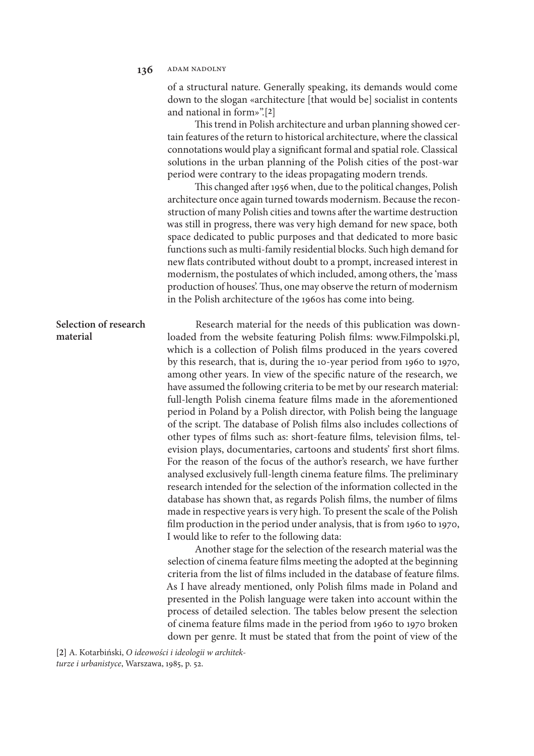of a structural nature. Generally speaking, its demands would come down to the slogan «architecture [that would be] socialist in contents and national in form»".[2]

This trend in Polish architecture and urban planning showed certain features of the return to historical architecture, where the classical connotations would play a significant formal and spatial role. Classical solutions in the urban planning of the Polish cities of the post-war period were contrary to the ideas propagating modern trends.

This changed after 1956 when, due to the political changes, Polish architecture once again turned towards modernism. Because the reconstruction of many Polish cities and towns after the wartime destruction was still in progress, there was very high demand for new space, both space dedicated to public purposes and that dedicated to more basic functions such as multi-family residential blocks. Such high demand for new flats contributed without doubt to a prompt, increased interest in modernism, the postulates of which included, among others, the 'mass production of houses'. Thus, one may observe the return of modernism in the Polish architecture of the 1960s has come into being.

## Selection of research material

Research material for the needs of this publication was downloaded from the website featuring Polish films: www.Filmpolski.pl, which is a collection of Polish films produced in the years covered by this research, that is, during the 10-year period from 1960 to 1970, among other years. In view of the specific nature of the research, we have assumed the following criteria to be met by our research material: full-length Polish cinema feature films made in the aforementioned period in Poland by a Polish director, with Polish being the language of the script. The database of Polish films also includes collections of other types of films such as: short-feature films, television films, television plays, documentaries, cartoons and students' first short films. For the reason of the focus of the author's research, we have further analysed exclusively full-length cinema feature films. The preliminary research intended for the selection of the information collected in the database has shown that, as regards Polish films, the number of films made in respective years is very high. To present the scale of the Polish film production in the period under analysis, that is from 1960 to 1970, I would like to refer to the following data:

Another stage for the selection of the research material was the selection of cinema feature films meeting the adopted at the beginning criteria from the list of films included in the database of feature films. As I have already mentioned, only Polish films made in Poland and presented in the Polish language were taken into account within the process of detailed selection. The tables below present the selection of cinema feature films made in the period from 1960 to 1970 broken down per genre. It must be stated that from the point of view of the

[2] A. Kotarbiński, *O ideowości i ideologii w architekturze i urbanistyce*, Warszawa, 1985, p. 52.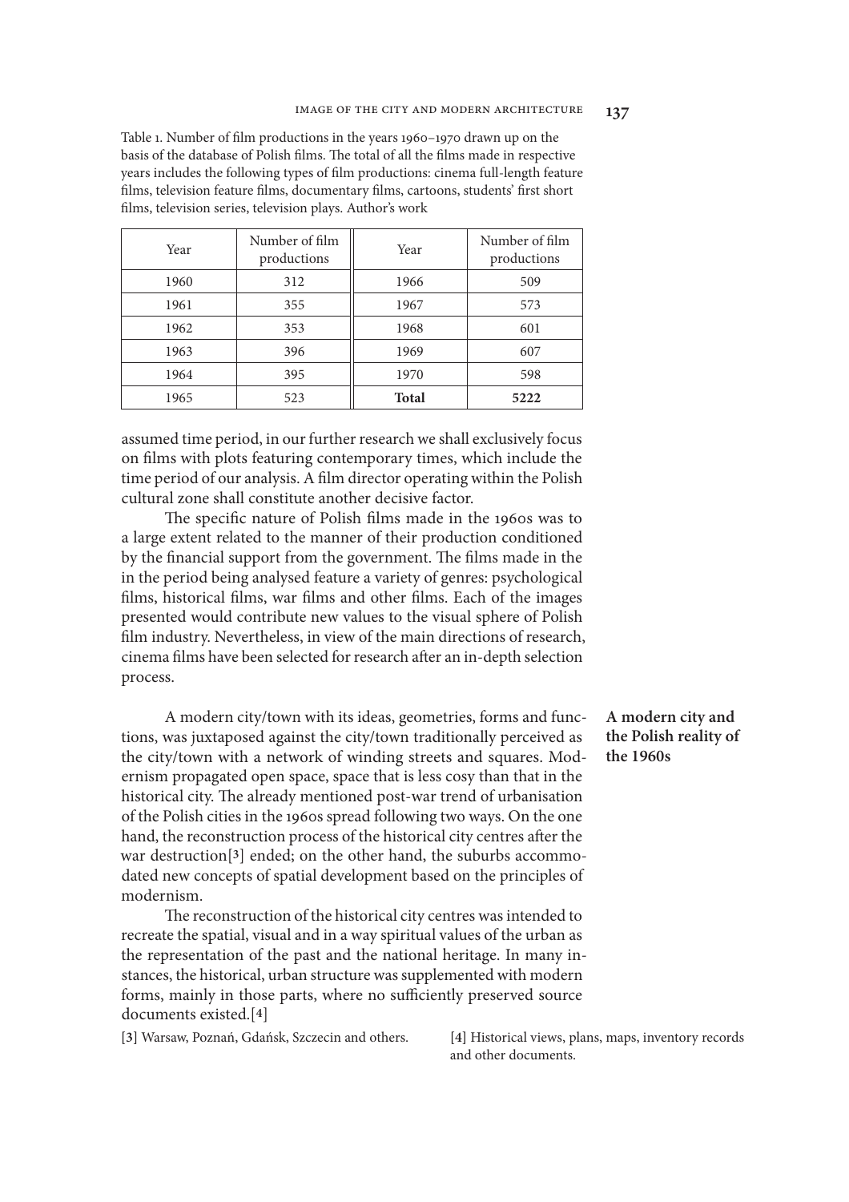Table 1. Number of film productions in the years 1960–1970 drawn up on the basis of the database of Polish films. The total of all the films made in respective years includes the following types of film productions: cinema full-length feature films, television feature films, documentary films, cartoons, students' first short films, television series, television plays. Author's work

| Year | Number of film productions | Year | Number of film productions |
|---|---|---|---|
| 1960 | 312 | 1966 | 509 |
| 1961 | 355 | 1967 | 573 |
| 1962 | 353 | 1968 | 601 |
| 1963 | 396 | 1969 | 607 |
| 1964 | 395 | 1970 | 598 |
| 1965 | 523 | **Total** | **5222** |

assumed time period, in our further research we shall exclusively focus on films with plots featuring contemporary times, which include the time period of our analysis. A film director operating within the Polish cultural zone shall constitute another decisive factor.

The specific nature of Polish films made in the 1960s was to a large extent related to the manner of their production conditioned by the financial support from the government. The films made in the in the period being analysed feature a variety of genres: psychological films, historical films, war films and other films. Each of the images presented would contribute new values to the visual sphere of Polish film industry. Nevertheless, in view of the main directions of research, cinema films have been selected for research after an in-depth selection process.

## A modern city and the Polish reality of the 1960s

A modern city/town with its ideas, geometries, forms and functions, was juxtaposed against the city/town traditionally perceived as the city/town with a network of winding streets and squares. Modernism propagated open space, space that is less cosy than that in the historical city. The already mentioned post-war trend of urbanisation of the Polish cities in the 1960s spread following two ways. On the one hand, the reconstruction process of the historical city centres after the war destruction[3] ended; on the other hand, the suburbs accommodated new concepts of spatial development based on the principles of modernism.

The reconstruction of the historical city centres was intended to recreate the spatial, visual and in a way spiritual values of the urban as the representation of the past and the national heritage. In many instances, the historical, urban structure was supplemented with modern forms, mainly in those parts, where no sufficiently preserved source documents existed.[4]

[3] Warsaw, Poznań, Gdańsk, Szczecin and others.

[4] Historical views, plans, maps, inventory records and other documents.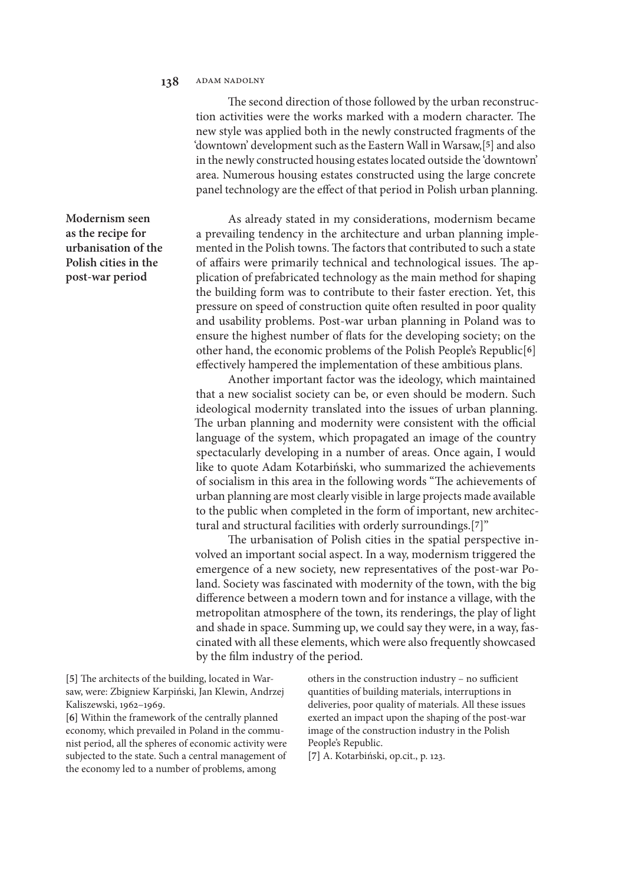The second direction of those followed by the urban reconstruction activities were the works marked with a modern character. The new style was applied both in the newly constructed fragments of the 'downtown' development such as the Eastern Wall in Warsaw,[5] and also in the newly constructed housing estates located outside the 'downtown' area. Numerous housing estates constructed using the large concrete panel technology are the effect of that period in Polish urban planning.

## Modernism seen as the recipe for urbanisation of the Polish cities in the post-war period

As already stated in my considerations, modernism became a prevailing tendency in the architecture and urban planning implemented in the Polish towns. The factors that contributed to such a state of affairs were primarily technical and technological issues. The application of prefabricated technology as the main method for shaping the building form was to contribute to their faster erection. Yet, this pressure on speed of construction quite often resulted in poor quality and usability problems. Post-war urban planning in Poland was to ensure the highest number of flats for the developing society; on the other hand, the economic problems of the Polish People's Republic[6] effectively hampered the implementation of these ambitious plans.

Another important factor was the ideology, which maintained that a new socialist society can be, or even should be modern. Such ideological modernity translated into the issues of urban planning. The urban planning and modernity were consistent with the official language of the system, which propagated an image of the country spectacularly developing in a number of areas. Once again, I would like to quote Adam Kotarbiński, who summarized the achievements of socialism in this area in the following words "The achievements of urban planning are most clearly visible in large projects made available to the public when completed in the form of important, new architectural and structural facilities with orderly surroundings.[7]"

The urbanisation of Polish cities in the spatial perspective involved an important social aspect. In a way, modernism triggered the emergence of a new society, new representatives of the post-war Poland. Society was fascinated with modernity of the town, with the big difference between a modern town and for instance a village, with the metropolitan atmosphere of the town, its renderings, the play of light and shade in space. Summing up, we could say they were, in a way, fascinated with all these elements, which were also frequently showcased by the film industry of the period.

[5] The architects of the building, located in Warsaw, were: Zbigniew Karpiński, Jan Klewin, Andrzej Kaliszewski, 1962–1969.

[6] Within the framework of the centrally planned economy, which prevailed in Poland in the communist period, all the spheres of economic activity were subjected to the state. Such a central management of the economy led to a number of problems, among others in the construction industry – no sufficient quantities of building materials, interruptions in deliveries, poor quality of materials. All these issues exerted an impact upon the shaping of the post-war image of the construction industry in the Polish People's Republic.

[7] A. Kotarbiński, op.cit., p. 123.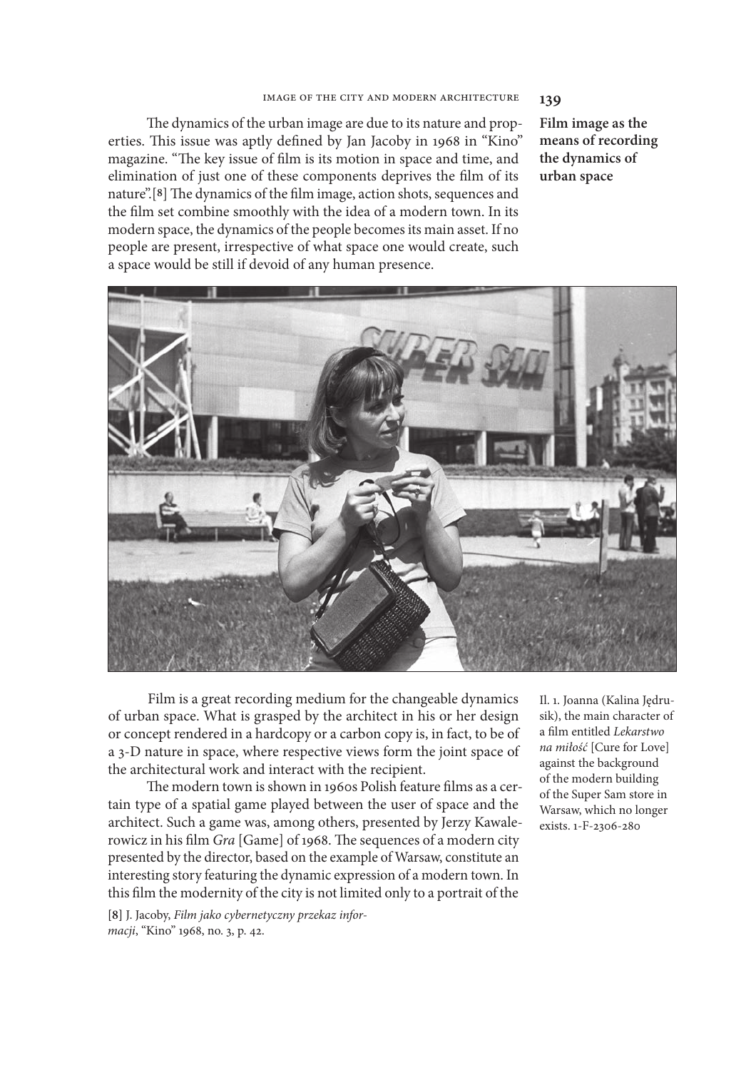## Film image as the means of recording the dynamics of urban space

The dynamics of the urban image are due to its nature and properties. This issue was aptly defined by Jan Jacoby in 1968 in "Kino" magazine. "The key issue of film is its motion in space and time, and elimination of just one of these components deprives the film of its nature".[8] The dynamics of the film image, action shots, sequences and the film set combine smoothly with the idea of a modern town. In its modern space, the dynamics of the people becomes its main asset. If no people are present, irrespective of what space one would create, such a space would be still if devoid of any human presence.

Il. 1. Joanna (Kalina Jędrusik), the main character of a film entitled *Lekarstwo na miłość* [Cure for Love] against the background of the modern building of the Super Sam store in Warsaw, which no longer exists. 1-F-2306-280

Film is a great recording medium for the changeable dynamics of urban space. What is grasped by the architect in his or her design or concept rendered in a hardcopy or a carbon copy is, in fact, to be of a 3-D nature in space, where respective views form the joint space of the architectural work and interact with the recipient.

The modern town is shown in 1960s Polish feature films as a certain type of a spatial game played between the user of space and the architect. Such a game was, among others, presented by Jerzy Kawalerowicz in his film *Gra* [Game] of 1968. The sequences of a modern city presented by the director, based on the example of Warsaw, constitute an interesting story featuring the dynamic expression of a modern town. In this film the modernity of the city is not limited only to a portrait of the

[8] J. Jacoby, *Film jako cybernetyczny przekaz informacji*, "Kino" 1968, no. 3, p. 42.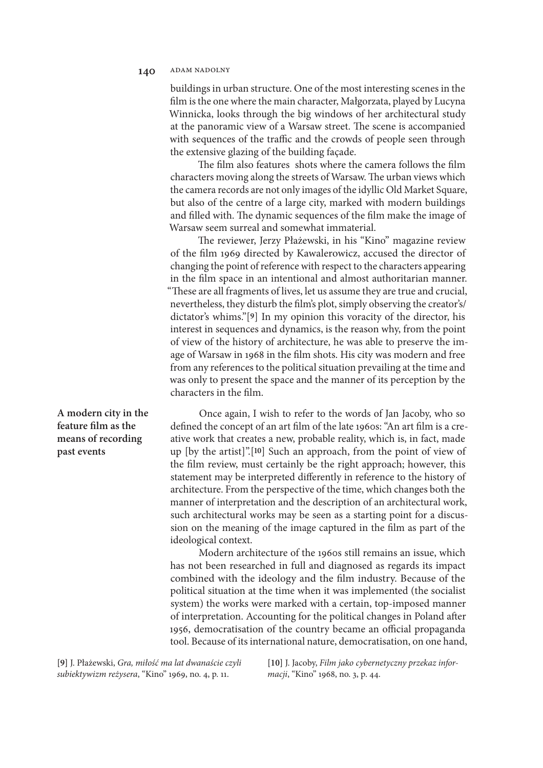buildings in urban structure. One of the most interesting scenes in the film is the one where the main character, Małgorzata, played by Lucyna Winnicka, looks through the big windows of her architectural study at the panoramic view of a Warsaw street. The scene is accompanied with sequences of the traffic and the crowds of people seen through the extensive glazing of the building façade.

The film also features shots where the camera follows the film characters moving along the streets of Warsaw. The urban views which the camera records are not only images of the idyllic Old Market Square, but also of the centre of a large city, marked with modern buildings and filled with. The dynamic sequences of the film make the image of Warsaw seem surreal and somewhat immaterial.

The reviewer, Jerzy Płażewski, in his "Kino" magazine review of the film 1969 directed by Kawalerowicz, accused the director of changing the point of reference with respect to the characters appearing in the film space in an intentional and almost authoritarian manner. "These are all fragments of lives, let us assume they are true and crucial, nevertheless, they disturb the film's plot, simply observing the creator's/dictator's whims."[9] In my opinion this voracity of the director, his interest in sequences and dynamics, is the reason why, from the point of view of the history of architecture, he was able to preserve the image of Warsaw in 1968 in the film shots. His city was modern and free from any references to the political situation prevailing at the time and was only to present the space and the manner of its perception by the characters in the film.

## A modern city in the feature film as the means of recording past events

Once again, I wish to refer to the words of Jan Jacoby, who so defined the concept of an art film of the late 1960s: "An art film is a creative work that creates a new, probable reality, which is, in fact, made up [by the artist]".[10] Such an approach, from the point of view of the film review, must certainly be the right approach; however, this statement may be interpreted differently in reference to the history of architecture. From the perspective of the time, which changes both the manner of interpretation and the description of an architectural work, such architectural works may be seen as a starting point for a discussion on the meaning of the image captured in the film as part of the ideological context.

Modern architecture of the 1960s still remains an issue, which has not been researched in full and diagnosed as regards its impact combined with the ideology and the film industry. Because of the political situation at the time when it was implemented (the socialist system) the works were marked with a certain, top-imposed manner of interpretation. Accounting for the political changes in Poland after 1956, democratisation of the country became an official propaganda tool. Because of its international nature, democratisation, on one hand,

[9] J. Płażewski, *Gra, miłość ma lat dwanaście czyli subiektywizm reżysera*, "Kino" 1969, no. 4, p. 11.

[10] J. Jacoby, *Film jako cybernetyczny przekaz informacji*, "Kino" 1968, no. 3, p. 44.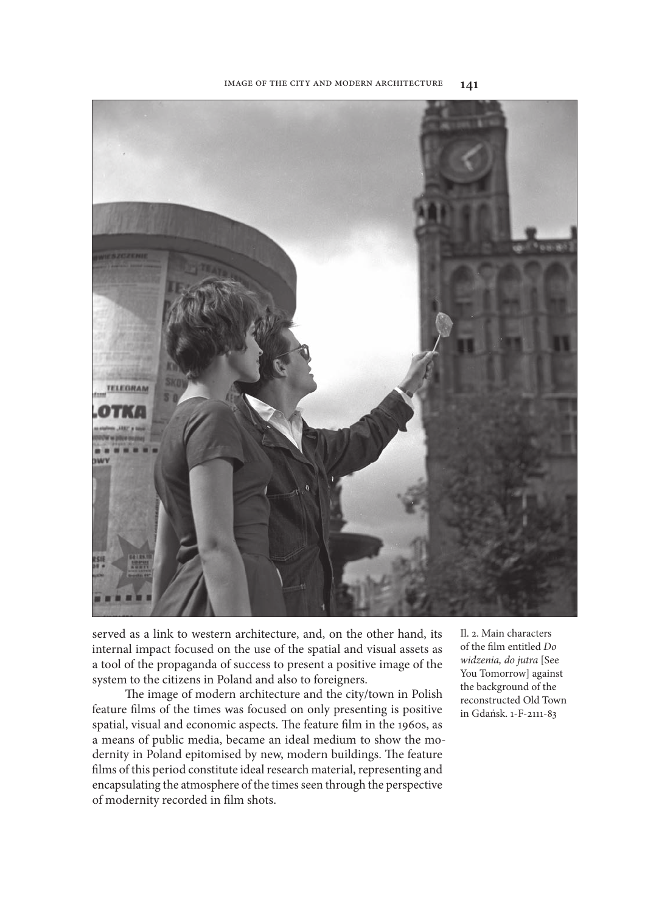served as a link to western architecture, and, on the other hand, its internal impact focused on the use of the spatial and visual assets as a tool of the propaganda of success to present a positive image of the system to the citizens in Poland and also to foreigners.

The image of modern architecture and the city/town in Polish feature films of the times was focused on only presenting is positive spatial, visual and economic aspects. The feature film in the 1960s, as a means of public media, became an ideal medium to show the modernity in Poland epitomised by new, modern buildings. The feature films of this period constitute ideal research material, representing and encapsulating the atmosphere of the times seen through the perspective of modernity recorded in film shots.

Il. 2. Main characters of the film entitled *Do widzenia, do jutra* [See You Tomorrow] against the background of the reconstructed Old Town in Gdańsk. 1-F-2111-83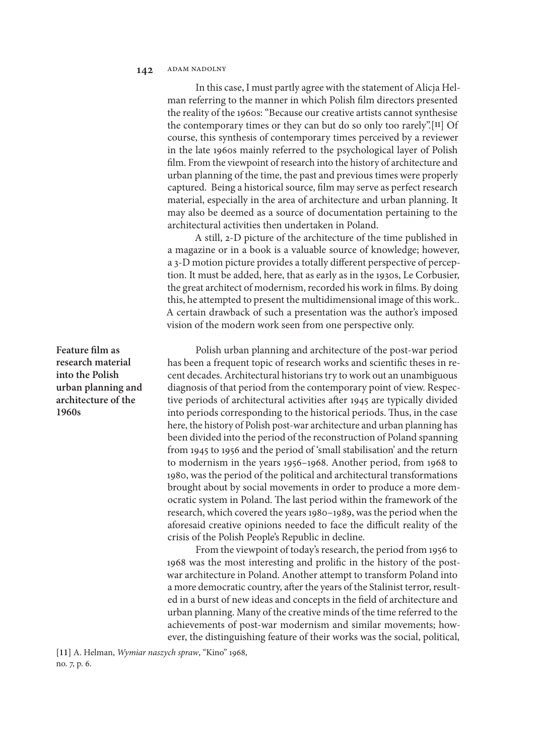In this case, I must partly agree with the statement of Alicja Helman referring to the manner in which Polish film directors presented the reality of the 1960s: "Because our creative artists cannot synthesise the contemporary times or they can but do so only too rarely".[11] Of course, this synthesis of contemporary times perceived by a reviewer in the late 1960s mainly referred to the psychological layer of Polish film. From the viewpoint of research into the history of architecture and urban planning of the time, the past and previous times were properly captured. Being a historical source, film may serve as perfect research material, especially in the area of architecture and urban planning. It may also be deemed as a source of documentation pertaining to the architectural activities then undertaken in Poland.

A still, 2-D picture of the architecture of the time published in a magazine or in a book is a valuable source of knowledge; however, a 3-D motion picture provides a totally different perspective of perception. It must be added, here, that as early as in the 1930s, Le Corbusier, the great architect of modernism, recorded his work in films. By doing this, he attempted to present the multidimensional image of this work.. A certain drawback of such a presentation was the author's imposed vision of the modern work seen from one perspective only.

## Feature film as research material into the Polish urban planning and architecture of the 1960s

Polish urban planning and architecture of the post-war period has been a frequent topic of research works and scientific theses in recent decades. Architectural historians try to work out an unambiguous diagnosis of that period from the contemporary point of view. Respective periods of architectural activities after 1945 are typically divided into periods corresponding to the historical periods. Thus, in the case here, the history of Polish post-war architecture and urban planning has been divided into the period of the reconstruction of Poland spanning from 1945 to 1956 and the period of 'small stabilisation' and the return to modernism in the years 1956–1968. Another period, from 1968 to 1980, was the period of the political and architectural transformations brought about by social movements in order to produce a more democratic system in Poland. The last period within the framework of the research, which covered the years 1980–1989, was the period when the aforesaid creative opinions needed to face the difficult reality of the crisis of the Polish People's Republic in decline.

From the viewpoint of today's research, the period from 1956 to 1968 was the most interesting and prolific in the history of the post-war architecture in Poland. Another attempt to transform Poland into a more democratic country, after the years of the Stalinist terror, resulted in a burst of new ideas and concepts in the field of architecture and urban planning. Many of the creative minds of the time referred to the achievements of post-war modernism and similar movements; however, the distinguishing feature of their works was the social, political,

[11] A. Helman, *Wymiar naszych spraw*, "Kino" 1968, no. 7, p. 6.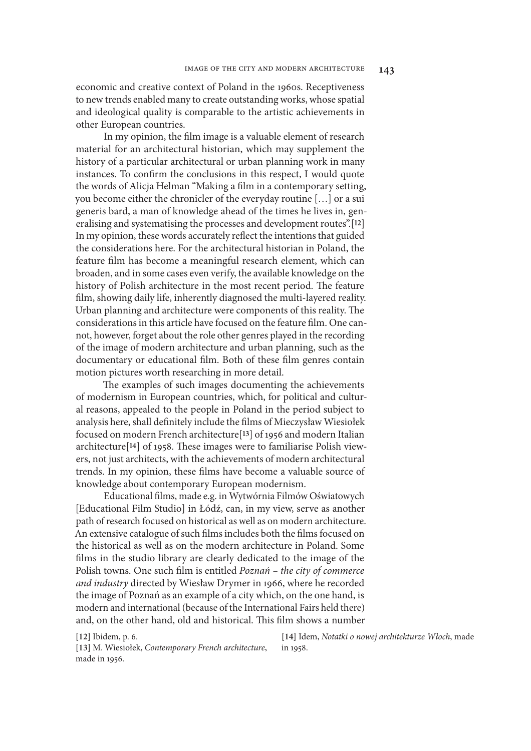economic and creative context of Poland in the 1960s. Receptiveness to new trends enabled many to create outstanding works, whose spatial and ideological quality is comparable to the artistic achievements in other European countries.

In my opinion, the film image is a valuable element of research material for an architectural historian, which may supplement the history of a particular architectural or urban planning work in many instances. To confirm the conclusions in this respect, I would quote the words of Alicja Helman "Making a film in a contemporary setting, you become either the chronicler of the everyday routine […] or a sui generis bard, a man of knowledge ahead of the times he lives in, generalising and systematising the processes and development routes".[12] In my opinion, these words accurately reflect the intentions that guided the considerations here. For the architectural historian in Poland, the feature film has become a meaningful research element, which can broaden, and in some cases even verify, the available knowledge on the history of Polish architecture in the most recent period. The feature film, showing daily life, inherently diagnosed the multi-layered reality. Urban planning and architecture were components of this reality. The considerations in this article have focused on the feature film. One cannot, however, forget about the role other genres played in the recording of the image of modern architecture and urban planning, such as the documentary or educational film. Both of these film genres contain motion pictures worth researching in more detail.

The examples of such images documenting the achievements of modernism in European countries, which, for political and cultural reasons, appealed to the people in Poland in the period subject to analysis here, shall definitely include the films of Mieczysław Wiesiołek focused on modern French architecture[13] of 1956 and modern Italian architecture[14] of 1958. These images were to familiarise Polish viewers, not just architects, with the achievements of modern architectural trends. In my opinion, these films have become a valuable source of knowledge about contemporary European modernism.

Educational films, made e.g. in Wytwórnia Filmów Oświatowych [Educational Film Studio] in Łódź, can, in my view, serve as another path of research focused on historical as well as on modern architecture. An extensive catalogue of such films includes both the films focused on the historical as well as on the modern architecture in Poland. Some films in the studio library are clearly dedicated to the image of the Polish towns. One such film is entitled *Poznań – the city of commerce and industry* directed by Wiesław Drymer in 1966, where he recorded the image of Poznań as an example of a city which, on the one hand, is modern and international (because of the International Fairs held there) and, on the other hand, old and historical. This film shows a number

[12] Ibidem, p. 6.

[13] M. Wiesiołek, *Contemporary French architecture*, made in 1956.

[14] Idem, *Notatki o nowej architekturze Włoch*, made in 1958.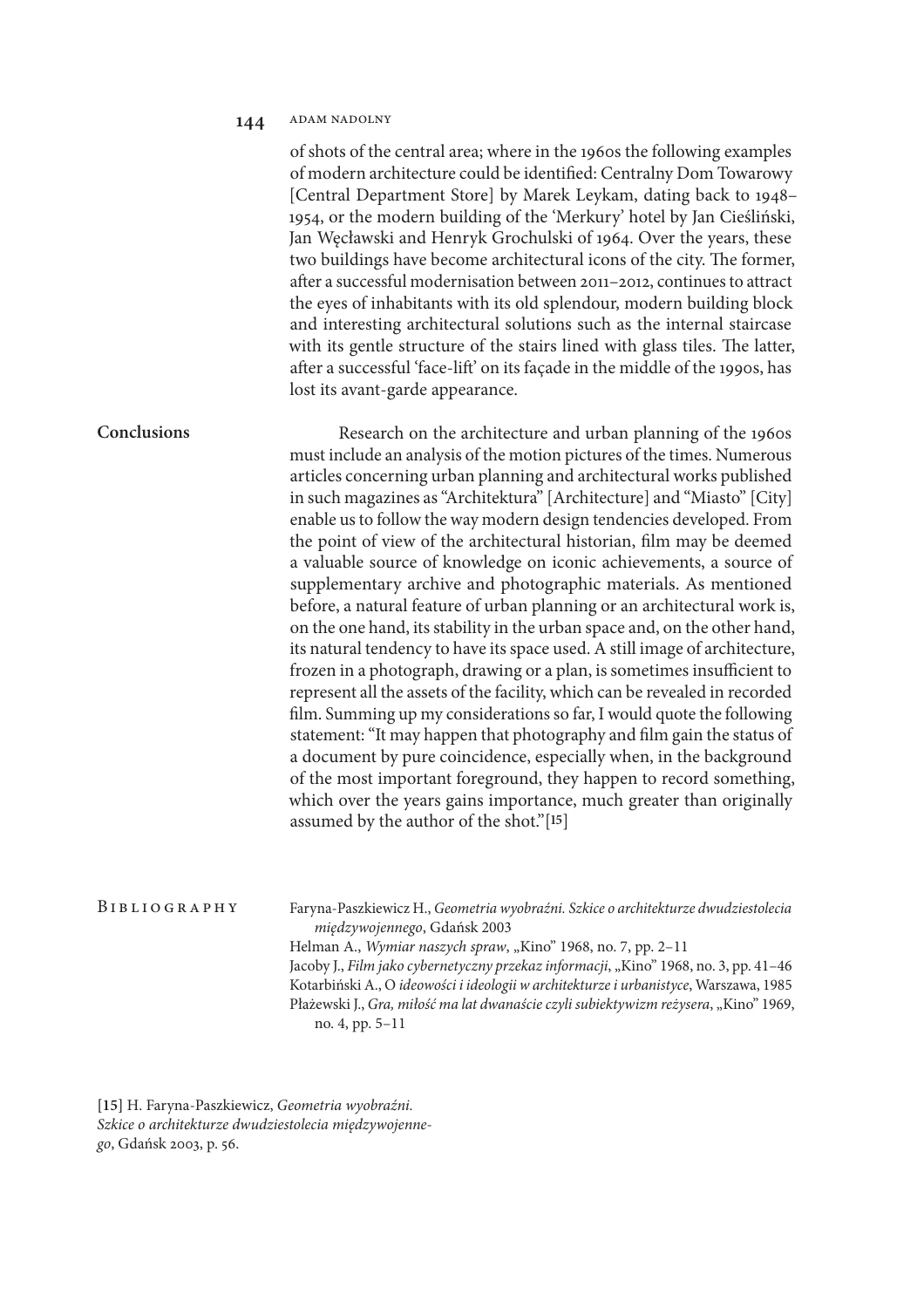of shots of the central area; where in the 1960s the following examples of modern architecture could be identified: Centralny Dom Towarowy [Central Department Store] by Marek Leykam, dating back to 1948–1954, or the modern building of the 'Merkury' hotel by Jan Cieśliński, Jan Węcławski and Henryk Grochulski of 1964. Over the years, these two buildings have become architectural icons of the city. The former, after a successful modernisation between 2011–2012, continues to attract the eyes of inhabitants with its old splendour, modern building block and interesting architectural solutions such as the internal staircase with its gentle structure of the stairs lined with glass tiles. The latter, after a successful 'face-lift' on its façade in the middle of the 1990s, has lost its avant-garde appearance.

## Conclusions

Research on the architecture and urban planning of the 1960s must include an analysis of the motion pictures of the times. Numerous articles concerning urban planning and architectural works published in such magazines as "Architektura" [Architecture] and "Miasto" [City] enable us to follow the way modern design tendencies developed. From the point of view of the architectural historian, film may be deemed a valuable source of knowledge on iconic achievements, a source of supplementary archive and photographic materials. As mentioned before, a natural feature of urban planning or an architectural work is, on the one hand, its stability in the urban space and, on the other hand, its natural tendency to have its space used. A still image of architecture, frozen in a photograph, drawing or a plan, is sometimes insufficient to represent all the assets of the facility, which can be revealed in recorded film. Summing up my considerations so far, I would quote the following statement: "It may happen that photography and film gain the status of a document by pure coincidence, especially when, in the background of the most important foreground, they happen to record something, which over the years gains importance, much greater than originally assumed by the author of the shot."[15]

## Bibliography

Faryna-Paszkiewicz H., *Geometria wyobraźni. Szkice o architekturze dwudziestolecia międzywojennego*, Gdańsk 2003

Helman A., *Wymiar naszych spraw*, „Kino" 1968, no. 7, pp. 2–11

Jacoby J., *Film jako cybernetyczny przekaz informacji*, „Kino" 1968, no. 3, pp. 41–46

Kotarbiński A., O *ideowości i ideologii w architekturze i urbanistyce*, Warszawa, 1985

Płażewski J., *Gra, miłość ma lat dwanaście czyli subiektywizm reżysera*, „Kino" 1969, no. 4, pp. 5–11

[15] H. Faryna-Paszkiewicz, *Geometria wyobraźni. Szkice o architekturze dwudziestolecia międzywojennego*, Gdańsk 2003, p. 56.